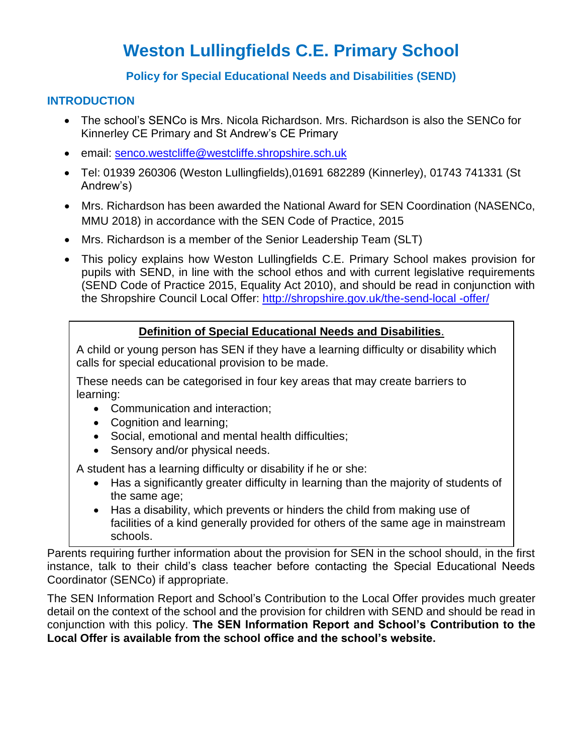# Weston Lullingfields C.E. Primary School

## Policy for Special Educational Needs and Disabilities (SEND)

### INTRODUCTION

- The school's SENCo is Mrs. Nicola Richardson. Mrs. Richardson is also the SENCo for Kinnerley CE Primary and St Andrew's CE Primary
- email: senco.westcliffe@westcliffe.shropshire.sch.uk
- Tel: 01939 260306 (Weston Lullingfields),01691 682289 (Kinnerley), 01743 741331 (St Andrew's)
- Mrs. Richardson has been awarded the National Award for SEN Coordination (NASENCo, MMU 2018) in accordance with the SEN Code of Practice, 2015
- Mrs. Richardson is a member of the Senior Leadership Team (SLT)
- This policy explains how Weston Lullingfields C.E. Primary School makes provision for pupils with SEND, in line with the school ethos and with current legislative requirements (SEND Code of Practice 2015, Equality Act 2010), and should be read in conjunction with the Shropshire Council Local Offer: http://shropshire.gov.uk/the-send-local -offer/

**Definition of Special Educational Needs and Disabilities.**

A child or young person has SEN if they have a learning difficulty or disability which calls for special educational provision to be made.

These needs can be categorised in four key areas that may create barriers to learning:

- Communication and interaction;
- Cognition and learning;
- Social, emotional and mental health difficulties;
- Sensory and/or physical needs.

A student has a learning difficulty or disability if he or she:

- Has a significantly greater difficulty in learning than the majority of students of the same age;
- Has a disability, which prevents or hinders the child from making use of facilities of a kind generally provided for others of the same age in mainstream schools.

Parents requiring further information about the provision for SEN in the school should, in the first instance, talk to their child's class teacher before contacting the Special Educational Needs Coordinator (SENCo) if appropriate.

The SEN Information Report and School's Contribution to the Local Offer provides much greater detail on the context of the school and the provision for children with SEND and should be read in conjunction with this policy. **The SEN Information Report and School's Contribution to the Local Offer is available from the school office and the school's website.**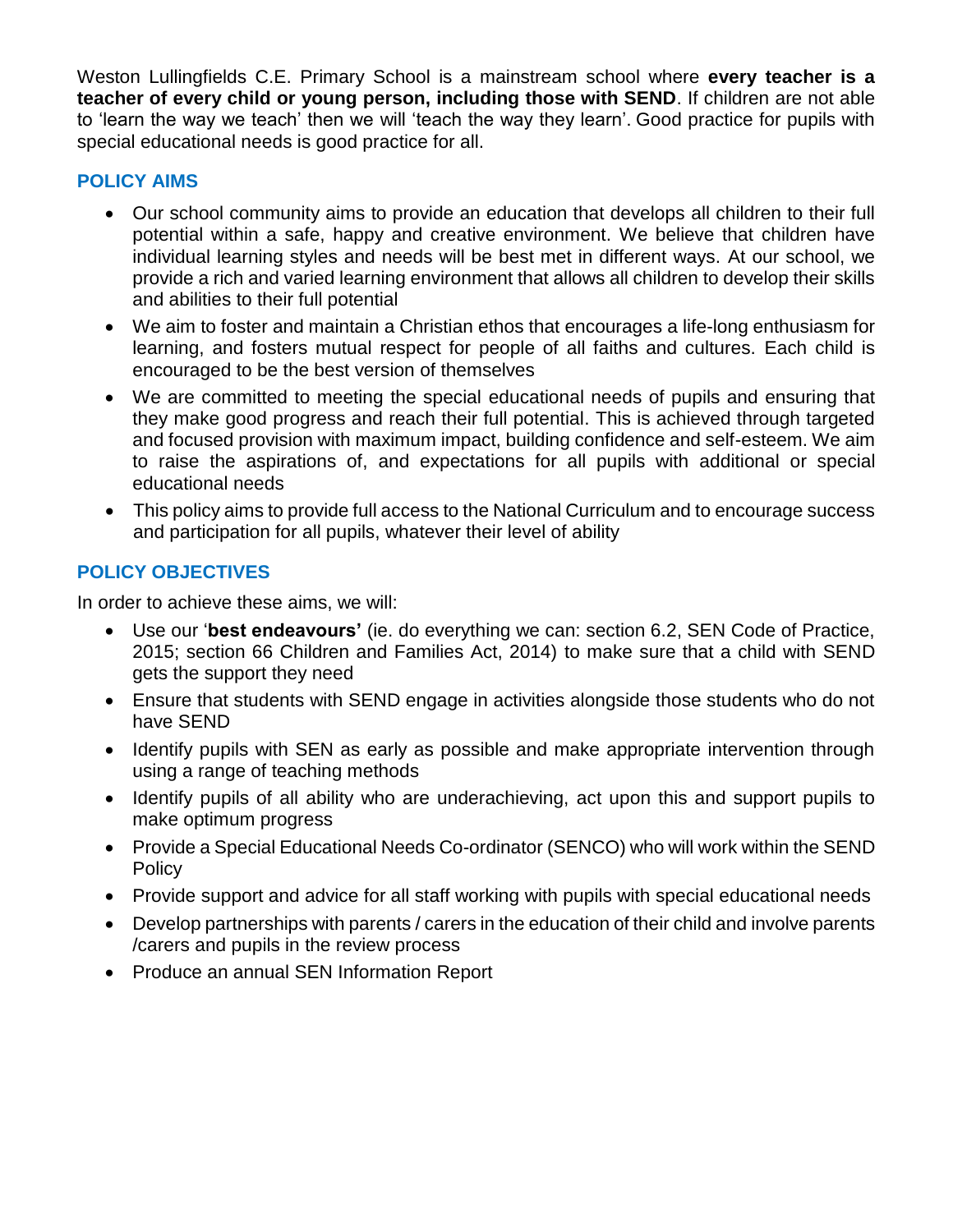Weston Lullingfields C.E. Primary School is a mainstream school where **every teacher is a teacher of every child or young person, including those with SEND**. If children are not able to 'learn the way we teach' then we will 'teach the way they learn'. Good practice for pupils with special educational needs is good practice for all.

## POLICY AIMS

- Our school community aims to provide an education that develops all children to their full potential within a safe, happy and creative environment. We believe that children have individual learning styles and needs will be best met in different ways. At our school, we provide a rich and varied learning environment that allows all children to develop their skills and abilities to their full potential
- We aim to foster and maintain a Christian ethos that encourages a life-long enthusiasm for learning, and fosters mutual respect for people of all faiths and cultures. Each child is encouraged to be the best version of themselves
- We are committed to meeting the special educational needs of pupils and ensuring that they make good progress and reach their full potential. This is achieved through targeted and focused provision with maximum impact, building confidence and self-esteem. We aim to raise the aspirations of, and expectations for all pupils with additional or special educational needs
- This policy aims to provide full access to the National Curriculum and to encourage success and participation for all pupils, whatever their level of ability

## POLICY OBJECTIVES

In order to achieve these aims, we will:

- Use our '**best endeavours'** (ie. do everything we can: section 6.2, SEN Code of Practice, 2015; section 66 Children and Families Act, 2014) to make sure that a child with SEND gets the support they need
- Ensure that students with SEND engage in activities alongside those students who do not have SEND
- Identify pupils with SEN as early as possible and make appropriate intervention through using a range of teaching methods
- Identify pupils of all ability who are underachieving, act upon this and support pupils to make optimum progress
- Provide a Special Educational Needs Co-ordinator (SENCO) who will work within the SEND Policy
- Provide support and advice for all staff working with pupils with special educational needs
- Develop partnerships with parents / carers in the education of their child and involve parents /carers and pupils in the review process
- Produce an annual SEN Information Report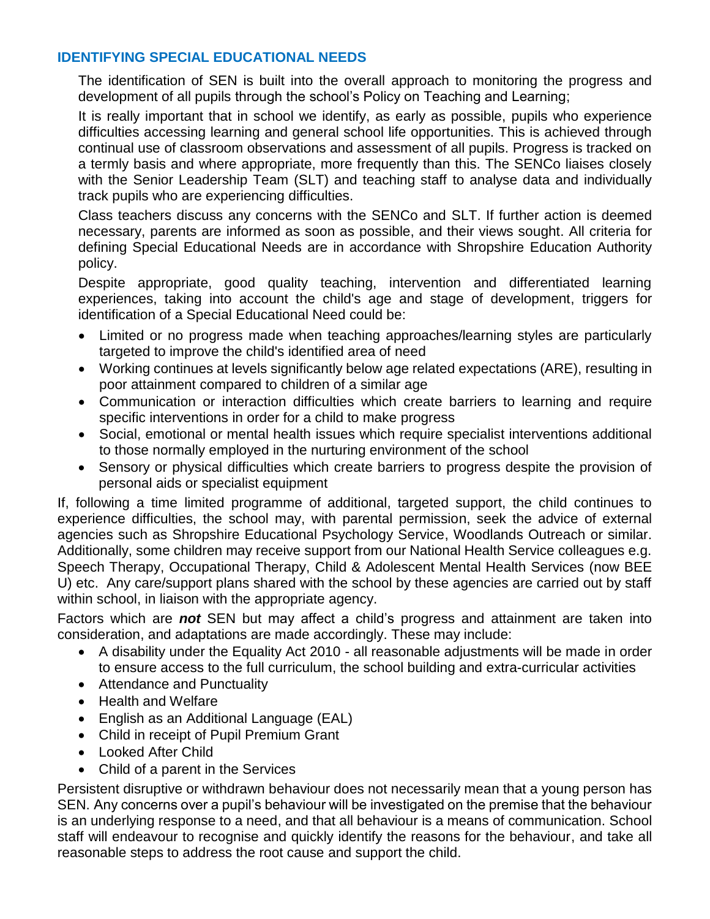## IDENTIFYING SPECIAL EDUCATIONAL NEEDS

The identification of SEN is built into the overall approach to monitoring the progress and development of all pupils through the school's Policy on Teaching and Learning;

It is really important that in school we identify, as early as possible, pupils who experience difficulties accessing learning and general school life opportunities. This is achieved through continual use of classroom observations and assessment of all pupils. Progress is tracked on a termly basis and where appropriate, more frequently than this. The SENCo liaises closely with the Senior Leadership Team (SLT) and teaching staff to analyse data and individually track pupils who are experiencing difficulties.

Class teachers discuss any concerns with the SENCo and SLT. If further action is deemed necessary, parents are informed as soon as possible, and their views sought. All criteria for defining Special Educational Needs are in accordance with Shropshire Education Authority policy.

Despite appropriate, good quality teaching, intervention and differentiated learning experiences, taking into account the child's age and stage of development, triggers for identification of a Special Educational Need could be:

- Limited or no progress made when teaching approaches/learning styles are particularly targeted to improve the child's identified area of need
- Working continues at levels significantly below age related expectations (ARE), resulting in poor attainment compared to children of a similar age
- Communication or interaction difficulties which create barriers to learning and require specific interventions in order for a child to make progress
- Social, emotional or mental health issues which require specialist interventions additional to those normally employed in the nurturing environment of the school
- Sensory or physical difficulties which create barriers to progress despite the provision of personal aids or specialist equipment

If, following a time limited programme of additional, targeted support, the child continues to experience difficulties, the school may, with parental permission, seek the advice of external agencies such as Shropshire Educational Psychology Service, Woodlands Outreach or similar. Additionally, some children may receive support from our National Health Service colleagues e.g. Speech Therapy, Occupational Therapy, Child & Adolescent Mental Health Services (now BEE U) etc. Any care/support plans shared with the school by these agencies are carried out by staff within school, in liaison with the appropriate agency.

Factors which are ***not*** SEN but may affect a child's progress and attainment are taken into consideration, and adaptations are made accordingly. These may include:

- A disability under the Equality Act 2010 - all reasonable adjustments will be made in order to ensure access to the full curriculum, the school building and extra-curricular activities
- Attendance and Punctuality
- Health and Welfare
- English as an Additional Language (EAL)
- Child in receipt of Pupil Premium Grant
- Looked After Child
- Child of a parent in the Services

Persistent disruptive or withdrawn behaviour does not necessarily mean that a young person has SEN. Any concerns over a pupil's behaviour will be investigated on the premise that the behaviour is an underlying response to a need, and that all behaviour is a means of communication. School staff will endeavour to recognise and quickly identify the reasons for the behaviour, and take all reasonable steps to address the root cause and support the child.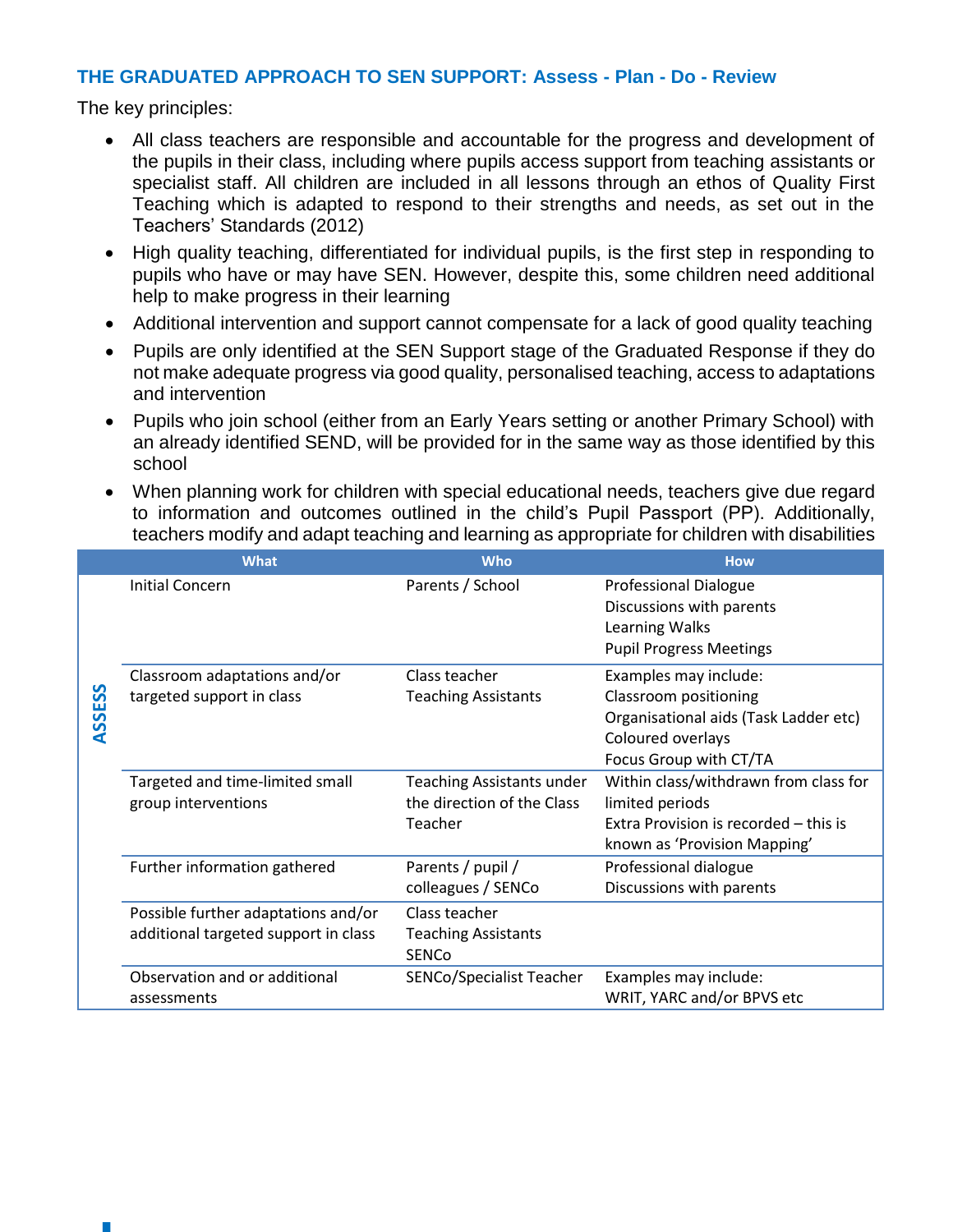## THE GRADUATED APPROACH TO SEN SUPPORT: Assess - Plan - Do - Review

The key principles:

- All class teachers are responsible and accountable for the progress and development of the pupils in their class, including where pupils access support from teaching assistants or specialist staff. All children are included in all lessons through an ethos of Quality First Teaching which is adapted to respond to their strengths and needs, as set out in the Teachers' Standards (2012)
- High quality teaching, differentiated for individual pupils, is the first step in responding to pupils who have or may have SEN. However, despite this, some children need additional help to make progress in their learning
- Additional intervention and support cannot compensate for a lack of good quality teaching
- Pupils are only identified at the SEN Support stage of the Graduated Response if they do not make adequate progress via good quality, personalised teaching, access to adaptations and intervention
- Pupils who join school (either from an Early Years setting or another Primary School) with an already identified SEND, will be provided for in the same way as those identified by this school
- When planning work for children with special educational needs, teachers give due regard to information and outcomes outlined in the child's Pupil Passport (PP). Additionally, teachers modify and adapt teaching and learning as appropriate for children with disabilities

| | What | Who | How |
|---|---|---|---|
| ASSESS | Initial Concern | Parents / School | Professional Dialogue<br>Discussions with parents<br>Learning Walks<br>Pupil Progress Meetings |
| | Classroom adaptations and/or targeted support in class | Class teacher<br>Teaching Assistants | Examples may include:<br>Classroom positioning<br>Organisational aids (Task Ladder etc)<br>Coloured overlays<br>Focus Group with CT/TA |
| | Targeted and time-limited small group interventions | Teaching Assistants under the direction of the Class Teacher | Within class/withdrawn from class for limited periods<br>Extra Provision is recorded – this is known as 'Provision Mapping' |
| | Further information gathered | Parents / pupil / colleagues / SENCo | Professional dialogue<br>Discussions with parents |
| | Possible further adaptations and/or additional targeted support in class | Class teacher<br>Teaching Assistants<br>SENCo | |
| | Observation and or additional assessments | SENCo/Specialist Teacher | Examples may include:<br>WRIT, YARC and/or BPVS etc |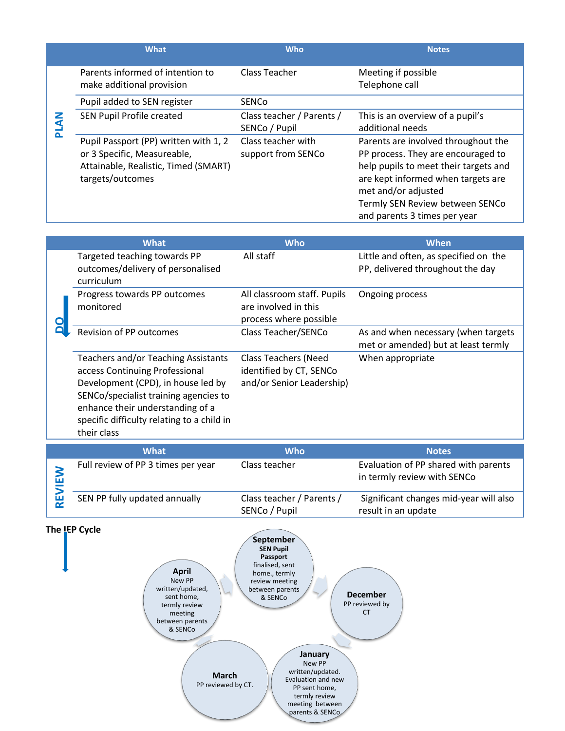| | What | Who | Notes |
|---|---|---|---|
| PLAN | Parents informed of intention to make additional provision | Class Teacher | Meeting if possible<br>Telephone call |
| | Pupil added to SEN register | SENCo | |
| | SEN Pupil Profile created | Class teacher / Parents / SENCo / Pupil | This is an overview of a pupil's additional needs |
| | Pupil Passport (PP) written with 1, 2 or 3 Specific, Measureable, Attainable, Realistic, Timed (SMART) targets/outcomes | Class teacher with support from SENCo | Parents are involved throughout the PP process. They are encouraged to help pupils to meet their targets and are kept informed when targets are met and/or adjusted<br>Termly SEN Review between SENCo and parents 3 times per year |

| | What | Who | When |
|---|---|---|---|
| DO | Targeted teaching towards PP outcomes/delivery of personalised curriculum | All staff | Little and often, as specified on the PP, delivered throughout the day |
| | Progress towards PP outcomes monitored | All classroom staff. Pupils are involved in this process where possible | Ongoing process |
| | Revision of PP outcomes | Class Teacher/SENCo | As and when necessary (when targets met or amended) but at least termly |
| | Teachers and/or Teaching Assistants access Continuing Professional Development (CPD), in house led by SENCo/specialist training agencies to enhance their understanding of a specific difficulty relating to a child in their class | Class Teachers (Need identified by CT, SENCo and/or Senior Leadership) | When appropriate |

| | What | Who | Notes |
|---|---|---|---|
| REVIEW | Full review of PP 3 times per year | Class teacher | Evaluation of PP shared with parents in termly review with SENCo |
| | SEN PP fully updated annually | Class teacher / Parents / SENCo / Pupil | Significant changes mid-year will also result in an update |

**The IEP Cycle**

- **September** – SEN Pupil Passport finalised, sent home., termly review meeting between parents & SENCo
- **December** – PP reviewed by CT
- **January** – New PP written/updated. Evaluation and new PP sent home, termly review meeting between parents & SENCo
- **March** – PP reviewed by CT.
- **April** – New PP written/updated, sent home, termly review meeting between parents & SENCo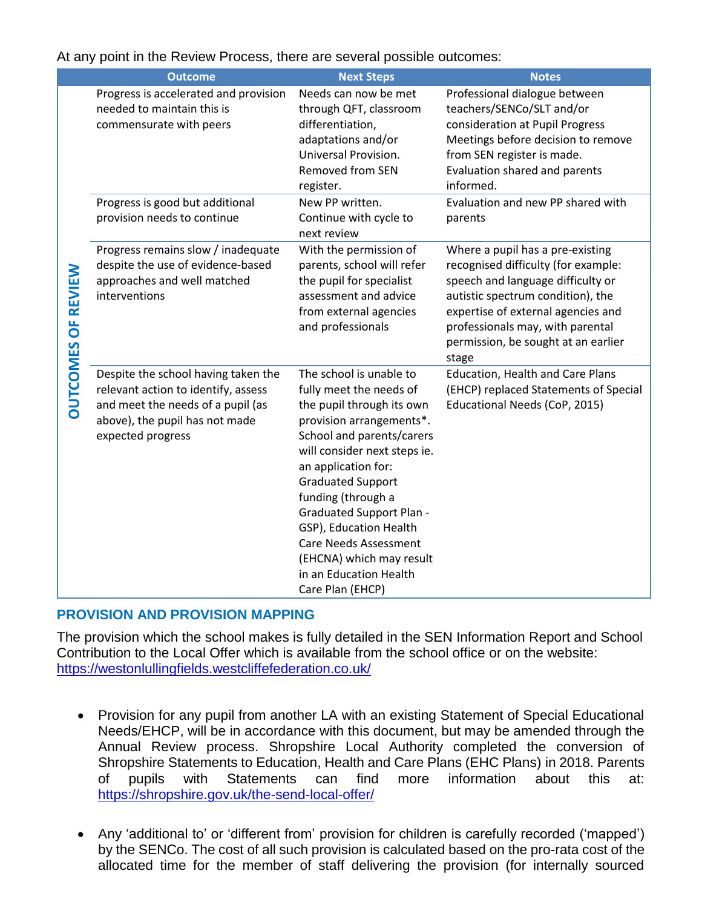At any point in the Review Process, there are several possible outcomes:

| | Outcome | Next Steps | Notes |
|---|---|---|---|
| OUTCOMES OF REVIEW | Progress is accelerated and provision needed to maintain this is commensurate with peers | Needs can now be met through QFT, classroom differentiation, adaptations and/or Universal Provision. Removed from SEN register. | Professional dialogue between teachers/SENCo/SLT and/or consideration at Pupil Progress Meetings before decision to remove from SEN register is made. Evaluation shared and parents informed. |
| | Progress is good but additional provision needs to continue | New PP written. Continue with cycle to next review | Evaluation and new PP shared with parents |
| | Progress remains slow / inadequate despite the use of evidence-based approaches and well matched interventions | With the permission of parents, school will refer the pupil for specialist assessment and advice from external agencies and professionals | Where a pupil has a pre-existing recognised difficulty (for example: speech and language difficulty or autistic spectrum condition), the expertise of external agencies and professionals may, with parental permission, be sought at an earlier stage |
| | Despite the school having taken the relevant action to identify, assess and meet the needs of a pupil (as above), the pupil has not made expected progress | The school is unable to fully meet the needs of the pupil through its own provision arrangements*. School and parents/carers will consider next steps ie. an application for: Graduated Support funding (through a Graduated Support Plan - GSP), Education Health Care Needs Assessment (EHCNA) which may result in an Education Health Care Plan (EHCP) | Education, Health and Care Plans (EHCP) replaced Statements of Special Educational Needs (CoP, 2015) |

## PROVISION AND PROVISION MAPPING

The provision which the school makes is fully detailed in the SEN Information Report and School Contribution to the Local Offer which is available from the school office or on the website: https://westonlullingfields.westcliffefederation.co.uk/

- Provision for any pupil from another LA with an existing Statement of Special Educational Needs/EHCP, will be in accordance with this document, but may be amended through the Annual Review process. Shropshire Local Authority completed the conversion of Shropshire Statements to Education, Health and Care Plans (EHC Plans) in 2018. Parents of pupils with Statements can find more information about this at: https://shropshire.gov.uk/the-send-local-offer/

- Any 'additional to' or 'different from' provision for children is carefully recorded ('mapped') by the SENCo. The cost of all such provision is calculated based on the pro-rata cost of the allocated time for the member of staff delivering the provision (for internally sourced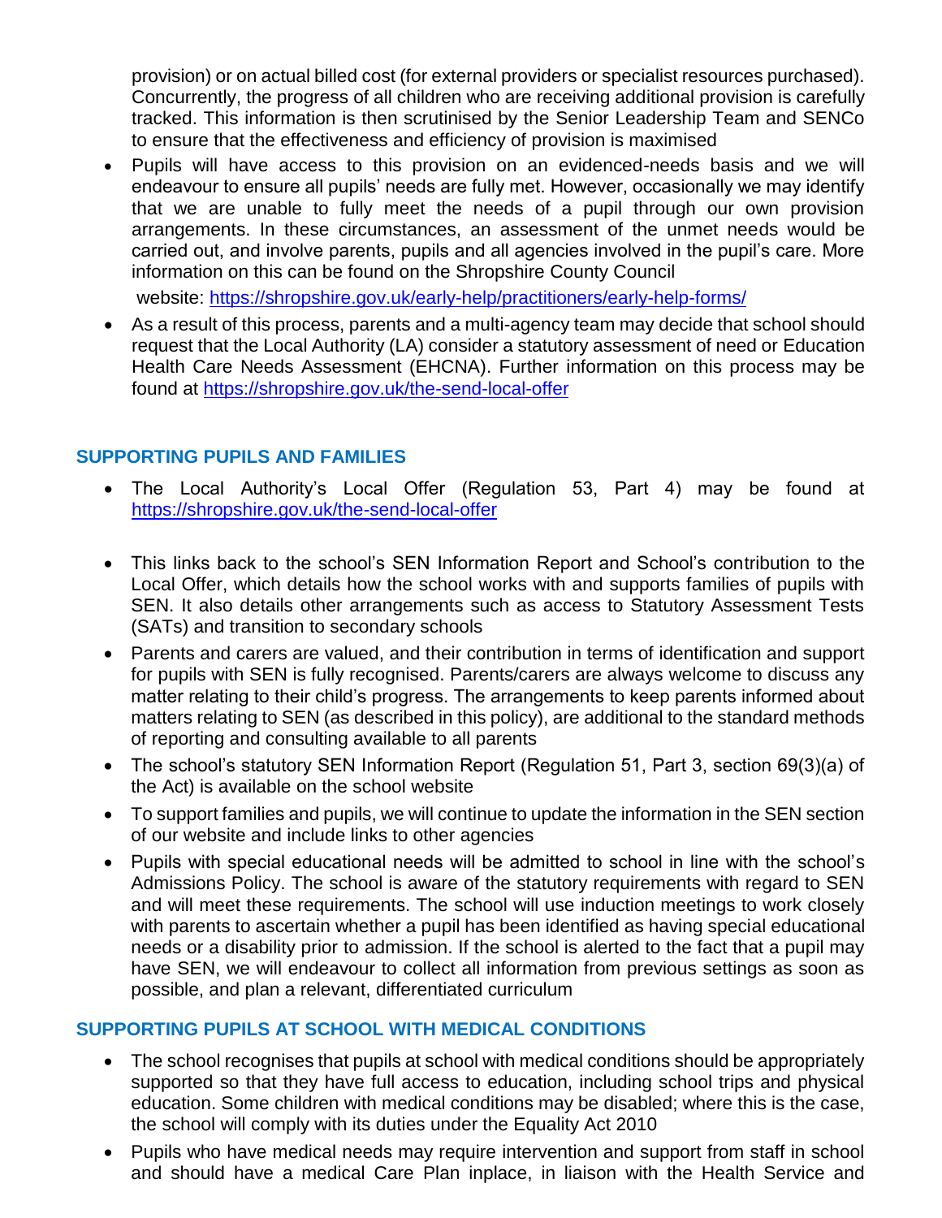provision) or on actual billed cost (for external providers or specialist resources purchased). Concurrently, the progress of all children who are receiving additional provision is carefully tracked. This information is then scrutinised by the Senior Leadership Team and SENCo to ensure that the effectiveness and efficiency of provision is maximised

- Pupils will have access to this provision on an evidenced-needs basis and we will endeavour to ensure all pupils' needs are fully met. However, occasionally we may identify that we are unable to fully meet the needs of a pupil through our own provision arrangements. In these circumstances, an assessment of the unmet needs would be carried out, and involve parents, pupils and all agencies involved in the pupil's care. More information on this can be found on the Shropshire County Council website: https://shropshire.gov.uk/early-help/practitioners/early-help-forms/
- As a result of this process, parents and a multi-agency team may decide that school should request that the Local Authority (LA) consider a statutory assessment of need or Education Health Care Needs Assessment (EHCNA). Further information on this process may be found at https://shropshire.gov.uk/the-send-local-offer

## SUPPORTING PUPILS AND FAMILIES

- The Local Authority's Local Offer (Regulation 53, Part 4) may be found at https://shropshire.gov.uk/the-send-local-offer
- This links back to the school's SEN Information Report and School's contribution to the Local Offer, which details how the school works with and supports families of pupils with SEN. It also details other arrangements such as access to Statutory Assessment Tests (SATs) and transition to secondary schools
- Parents and carers are valued, and their contribution in terms of identification and support for pupils with SEN is fully recognised. Parents/carers are always welcome to discuss any matter relating to their child's progress. The arrangements to keep parents informed about matters relating to SEN (as described in this policy), are additional to the standard methods of reporting and consulting available to all parents
- The school's statutory SEN Information Report (Regulation 51, Part 3, section 69(3)(a) of the Act) is available on the school website
- To support families and pupils, we will continue to update the information in the SEN section of our website and include links to other agencies
- Pupils with special educational needs will be admitted to school in line with the school's Admissions Policy. The school is aware of the statutory requirements with regard to SEN and will meet these requirements. The school will use induction meetings to work closely with parents to ascertain whether a pupil has been identified as having special educational needs or a disability prior to admission. If the school is alerted to the fact that a pupil may have SEN, we will endeavour to collect all information from previous settings as soon as possible, and plan a relevant, differentiated curriculum

## SUPPORTING PUPILS AT SCHOOL WITH MEDICAL CONDITIONS

- The school recognises that pupils at school with medical conditions should be appropriately supported so that they have full access to education, including school trips and physical education. Some children with medical conditions may be disabled; where this is the case, the school will comply with its duties under the Equality Act 2010
- Pupils who have medical needs may require intervention and support from staff in school and should have a medical Care Plan inplace, in liaison with the Health Service and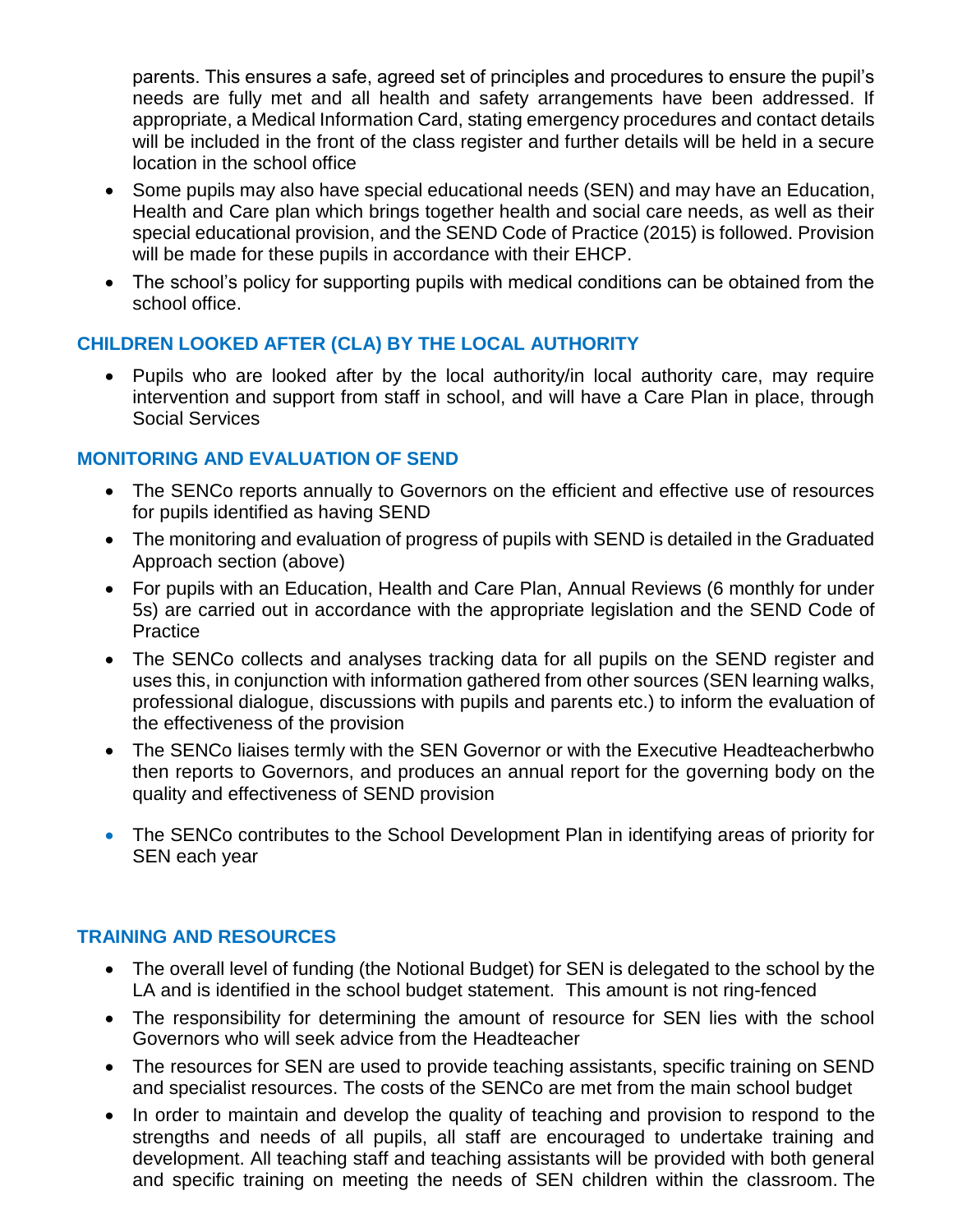parents. This ensures a safe, agreed set of principles and procedures to ensure the pupil's needs are fully met and all health and safety arrangements have been addressed. If appropriate, a Medical Information Card, stating emergency procedures and contact details will be included in the front of the class register and further details will be held in a secure location in the school office

- Some pupils may also have special educational needs (SEN) and may have an Education, Health and Care plan which brings together health and social care needs, as well as their special educational provision, and the SEND Code of Practice (2015) is followed. Provision will be made for these pupils in accordance with their EHCP.
- The school's policy for supporting pupils with medical conditions can be obtained from the school office.

## CHILDREN LOOKED AFTER (CLA) BY THE LOCAL AUTHORITY

- Pupils who are looked after by the local authority/in local authority care, may require intervention and support from staff in school, and will have a Care Plan in place, through Social Services

## MONITORING AND EVALUATION OF SEND

- The SENCo reports annually to Governors on the efficient and effective use of resources for pupils identified as having SEND
- The monitoring and evaluation of progress of pupils with SEND is detailed in the Graduated Approach section (above)
- For pupils with an Education, Health and Care Plan, Annual Reviews (6 monthly for under 5s) are carried out in accordance with the appropriate legislation and the SEND Code of Practice
- The SENCo collects and analyses tracking data for all pupils on the SEND register and uses this, in conjunction with information gathered from other sources (SEN learning walks, professional dialogue, discussions with pupils and parents etc.) to inform the evaluation of the effectiveness of the provision
- The SENCo liaises termly with the SEN Governor or with the Executive Headteacherbwho then reports to Governors, and produces an annual report for the governing body on the quality and effectiveness of SEND provision
- The SENCo contributes to the School Development Plan in identifying areas of priority for SEN each year

## TRAINING AND RESOURCES

- The overall level of funding (the Notional Budget) for SEN is delegated to the school by the LA and is identified in the school budget statement. This amount is not ring-fenced
- The responsibility for determining the amount of resource for SEN lies with the school Governors who will seek advice from the Headteacher
- The resources for SEN are used to provide teaching assistants, specific training on SEND and specialist resources. The costs of the SENCo are met from the main school budget
- In order to maintain and develop the quality of teaching and provision to respond to the strengths and needs of all pupils, all staff are encouraged to undertake training and development. All teaching staff and teaching assistants will be provided with both general and specific training on meeting the needs of SEN children within the classroom. The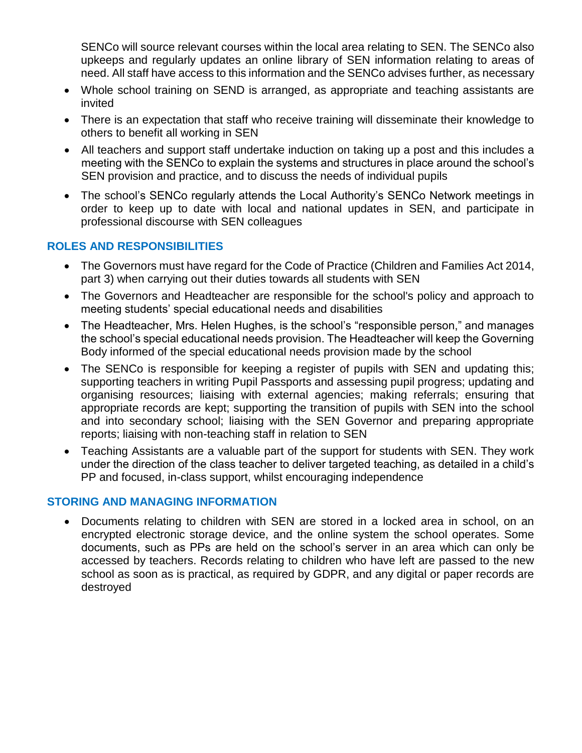SENCo will source relevant courses within the local area relating to SEN. The SENCo also upkeeps and regularly updates an online library of SEN information relating to areas of need. All staff have access to this information and the SENCo advises further, as necessary

- Whole school training on SEND is arranged, as appropriate and teaching assistants are invited
- There is an expectation that staff who receive training will disseminate their knowledge to others to benefit all working in SEN
- All teachers and support staff undertake induction on taking up a post and this includes a meeting with the SENCo to explain the systems and structures in place around the school's SEN provision and practice, and to discuss the needs of individual pupils
- The school's SENCo regularly attends the Local Authority's SENCo Network meetings in order to keep up to date with local and national updates in SEN, and participate in professional discourse with SEN colleagues

## ROLES AND RESPONSIBILITIES

- The Governors must have regard for the Code of Practice (Children and Families Act 2014, part 3) when carrying out their duties towards all students with SEN
- The Governors and Headteacher are responsible for the school's policy and approach to meeting students' special educational needs and disabilities
- The Headteacher, Mrs. Helen Hughes, is the school's "responsible person," and manages the school's special educational needs provision. The Headteacher will keep the Governing Body informed of the special educational needs provision made by the school
- The SENCo is responsible for keeping a register of pupils with SEN and updating this; supporting teachers in writing Pupil Passports and assessing pupil progress; updating and organising resources; liaising with external agencies; making referrals; ensuring that appropriate records are kept; supporting the transition of pupils with SEN into the school and into secondary school; liaising with the SEN Governor and preparing appropriate reports; liaising with non-teaching staff in relation to SEN
- Teaching Assistants are a valuable part of the support for students with SEN. They work under the direction of the class teacher to deliver targeted teaching, as detailed in a child's PP and focused, in-class support, whilst encouraging independence

## STORING AND MANAGING INFORMATION

- Documents relating to children with SEN are stored in a locked area in school, on an encrypted electronic storage device, and the online system the school operates. Some documents, such as PPs are held on the school's server in an area which can only be accessed by teachers. Records relating to children who have left are passed to the new school as soon as is practical, as required by GDPR, and any digital or paper records are destroyed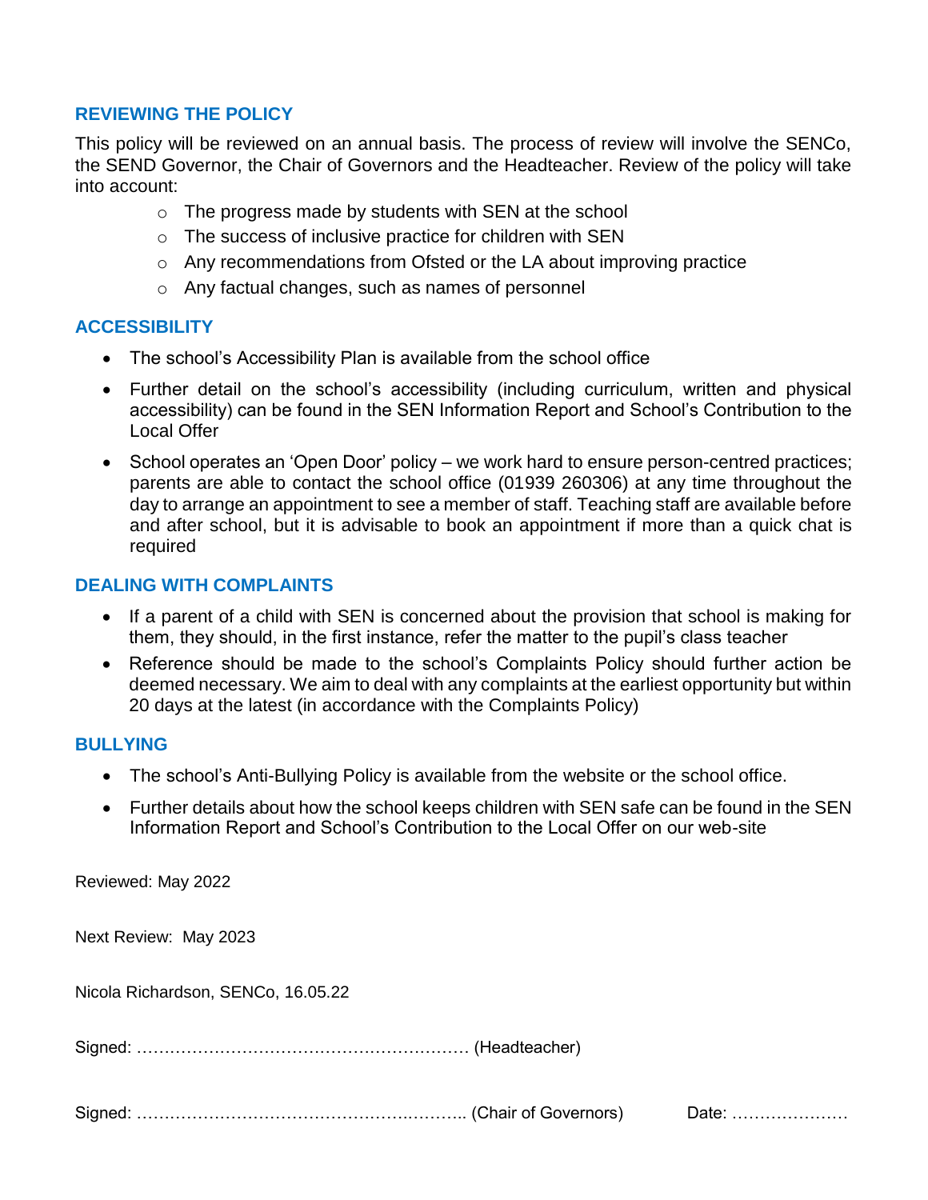## REVIEWING THE POLICY

This policy will be reviewed on an annual basis. The process of review will involve the SENCo, the SEND Governor, the Chair of Governors and the Headteacher. Review of the policy will take into account:

- The progress made by students with SEN at the school
- The success of inclusive practice for children with SEN
- Any recommendations from Ofsted or the LA about improving practice
- Any factual changes, such as names of personnel

## ACCESSIBILITY

- The school's Accessibility Plan is available from the school office
- Further detail on the school's accessibility (including curriculum, written and physical accessibility) can be found in the SEN Information Report and School's Contribution to the Local Offer
- School operates an 'Open Door' policy – we work hard to ensure person-centred practices; parents are able to contact the school office (01939 260306) at any time throughout the day to arrange an appointment to see a member of staff. Teaching staff are available before and after school, but it is advisable to book an appointment if more than a quick chat is required

## DEALING WITH COMPLAINTS

- If a parent of a child with SEN is concerned about the provision that school is making for them, they should, in the first instance, refer the matter to the pupil's class teacher
- Reference should be made to the school's Complaints Policy should further action be deemed necessary. We aim to deal with any complaints at the earliest opportunity but within 20 days at the latest (in accordance with the Complaints Policy)

## BULLYING

- The school's Anti-Bullying Policy is available from the website or the school office.
- Further details about how the school keeps children with SEN safe can be found in the SEN Information Report and School's Contribution to the Local Offer on our web-site

Reviewed: May 2022

Next Review: May 2023

Nicola Richardson, SENCo, 16.05.22

Signed: …………………………………………………… (Headteacher)

Signed: …………………………………………………. (Chair of Governors) Date: …………………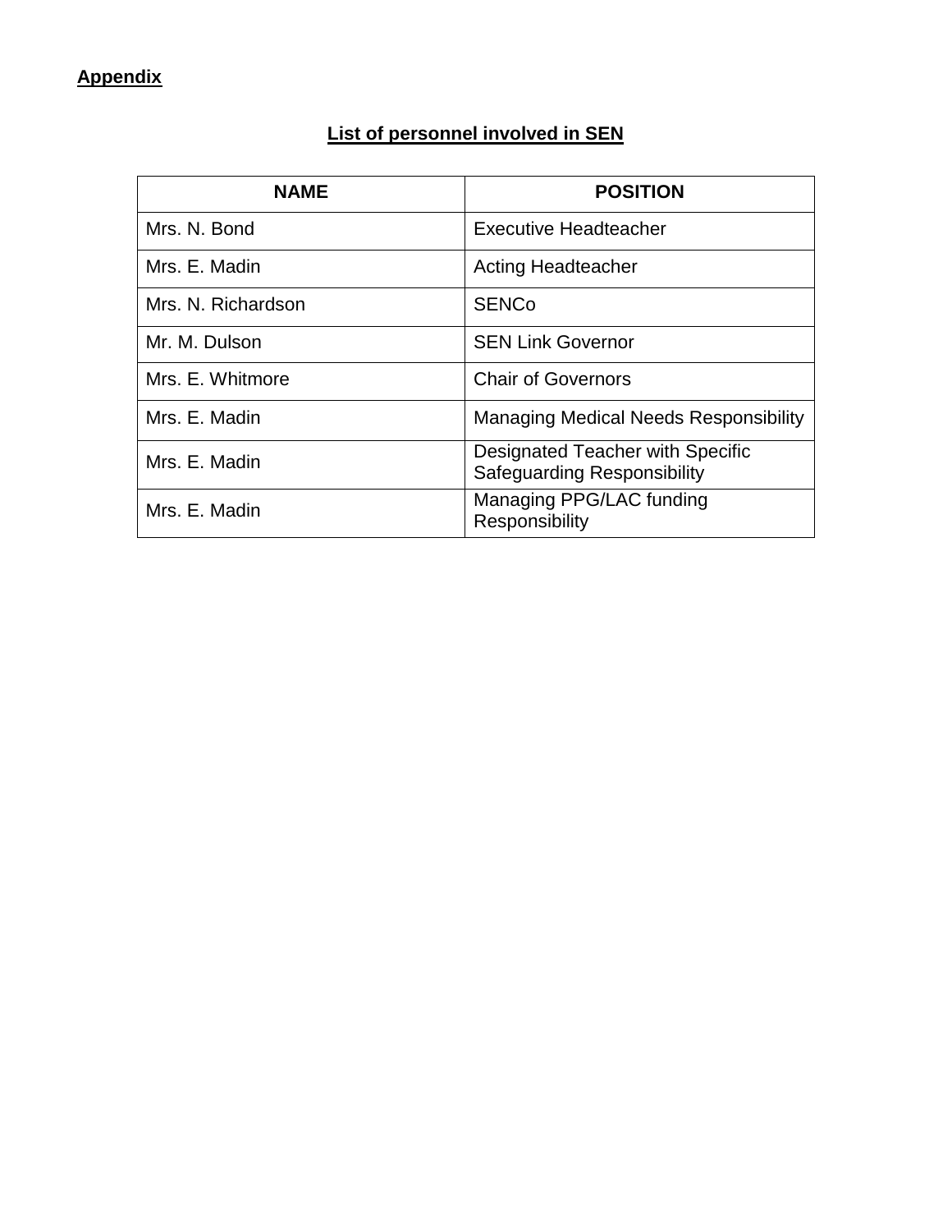**Appendix**

## List of personnel involved in SEN

| NAME | POSITION |
|---|---|
| Mrs. N. Bond | Executive Headteacher |
| Mrs. E. Madin | Acting Headteacher |
| Mrs. N. Richardson | SENCo |
| Mr. M. Dulson | SEN Link Governor |
| Mrs. E. Whitmore | Chair of Governors |
| Mrs. E. Madin | Managing Medical Needs Responsibility |
| Mrs. E. Madin | Designated Teacher with Specific Safeguarding Responsibility |
| Mrs. E. Madin | Managing PPG/LAC funding Responsibility |